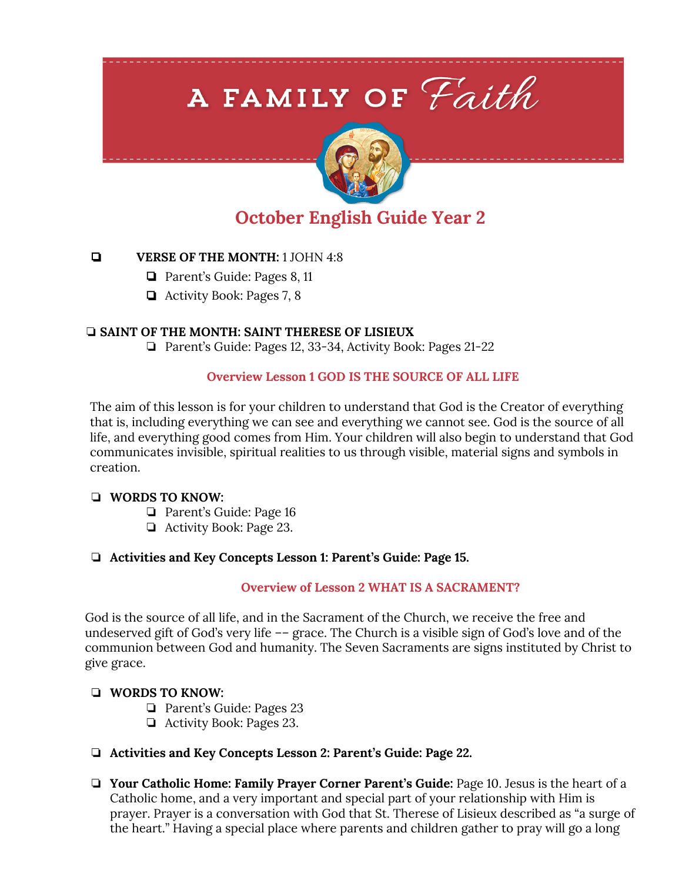# A FAMILY OF *Faith*

## October English Guide Year 2

- ❏ **VERSE OF THE MONTH:** 1 JOHN 4:8
  - ❏ Parent's Guide: Pages 8, 11
  - ❏ Activity Book: Pages 7, 8

- ❏ **SAINT OF THE MONTH: SAINT THERESE OF LISIEUX**
  - ❏ Parent's Guide: Pages 12, 33-34, Activity Book: Pages 21-22

### Overview Lesson 1 GOD IS THE SOURCE OF ALL LIFE

The aim of this lesson is for your children to understand that God is the Creator of everything that is, including everything we can see and everything we cannot see. God is the source of all life, and everything good comes from Him. Your children will also begin to understand that God communicates invisible, spiritual realities to us through visible, material signs and symbols in creation.

- ❏ **WORDS TO KNOW:**
  - ❏ Parent's Guide: Page 16
  - ❏ Activity Book: Page 23.

- ❏ **Activities and Key Concepts Lesson 1: Parent's Guide: Page 15.**

### Overview of Lesson 2 WHAT IS A SACRAMENT?

God is the source of all life, and in the Sacrament of the Church, we receive the free and undeserved gift of God's very life –– grace. The Church is a visible sign of God's love and of the communion between God and humanity. The Seven Sacraments are signs instituted by Christ to give grace.

- ❏ **WORDS TO KNOW:**
  - ❏ Parent's Guide: Pages 23
  - ❏ Activity Book: Pages 23.

- ❏ **Activities and Key Concepts Lesson 2: Parent's Guide: Page 22.**

- ❏ **Your Catholic Home: Family Prayer Corner Parent's Guide:** Page 10. Jesus is the heart of a Catholic home, and a very important and special part of your relationship with Him is prayer. Prayer is a conversation with God that St. Therese of Lisieux described as "a surge of the heart." Having a special place where parents and children gather to pray will go a long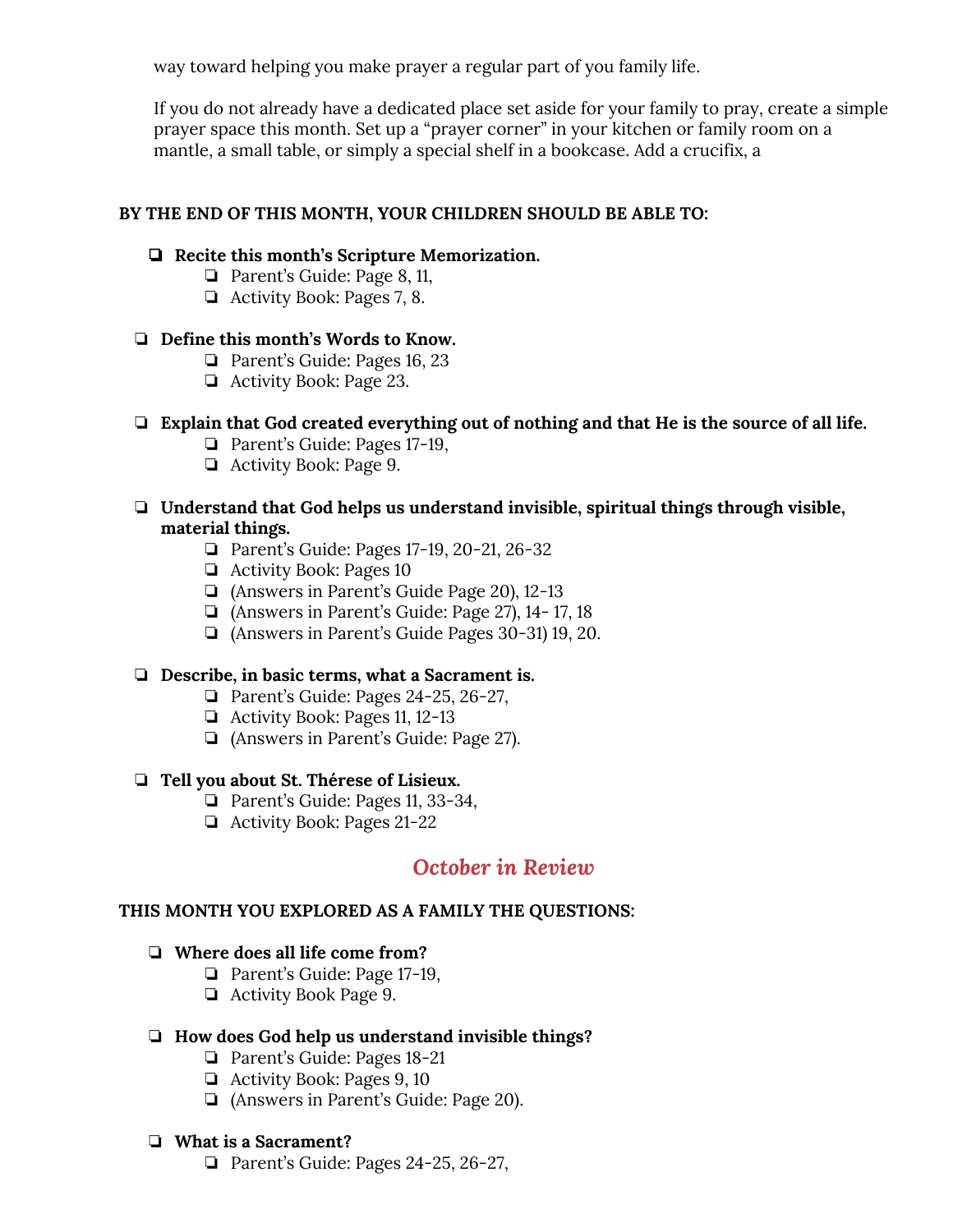way toward helping you make prayer a regular part of you family life.

If you do not already have a dedicated place set aside for your family to pray, create a simple prayer space this month. Set up a "prayer corner" in your kitchen or family room on a mantle, a small table, or simply a special shelf in a bookcase. Add a crucifix, a

**BY THE END OF THIS MONTH, YOUR CHILDREN SHOULD BE ABLE TO:**

- ❏ **Recite this month's Scripture Memorization.**
  - ❏ Parent's Guide: Page 8, 11,
  - ❏ Activity Book: Pages 7, 8.
- ❏ **Define this month's Words to Know.**
  - ❏ Parent's Guide: Pages 16, 23
  - ❏ Activity Book: Page 23.
- ❏ **Explain that God created everything out of nothing and that He is the source of all life.**
  - ❏ Parent's Guide: Pages 17-19,
  - ❏ Activity Book: Page 9.
- ❏ **Understand that God helps us understand invisible, spiritual things through visible, material things.**
  - ❏ Parent's Guide: Pages 17-19, 20-21, 26-32
  - ❏ Activity Book: Pages 10
  - ❏ (Answers in Parent's Guide Page 20), 12-13
  - ❏ (Answers in Parent's Guide: Page 27), 14- 17, 18
  - ❏ (Answers in Parent's Guide Pages 30-31) 19, 20.
- ❏ **Describe, in basic terms, what a Sacrament is.**
  - ❏ Parent's Guide: Pages 24-25, 26-27,
  - ❏ Activity Book: Pages 11, 12-13
  - ❏ (Answers in Parent's Guide: Page 27).
- ❏ **Tell you about St. Thérese of Lisieux.**
  - ❏ Parent's Guide: Pages 11, 33-34,
  - ❏ Activity Book: Pages 21-22

## *October in Review*

**THIS MONTH YOU EXPLORED AS A FAMILY THE QUESTIONS:**

- ❏ **Where does all life come from?**
  - ❏ Parent's Guide: Page 17-19,
  - ❏ Activity Book Page 9.
- ❏ **How does God help us understand invisible things?**
  - ❏ Parent's Guide: Pages 18-21
  - ❏ Activity Book: Pages 9, 10
  - ❏ (Answers in Parent's Guide: Page 20).
- ❏ **What is a Sacrament?**
  - ❏ Parent's Guide: Pages 24-25, 26-27,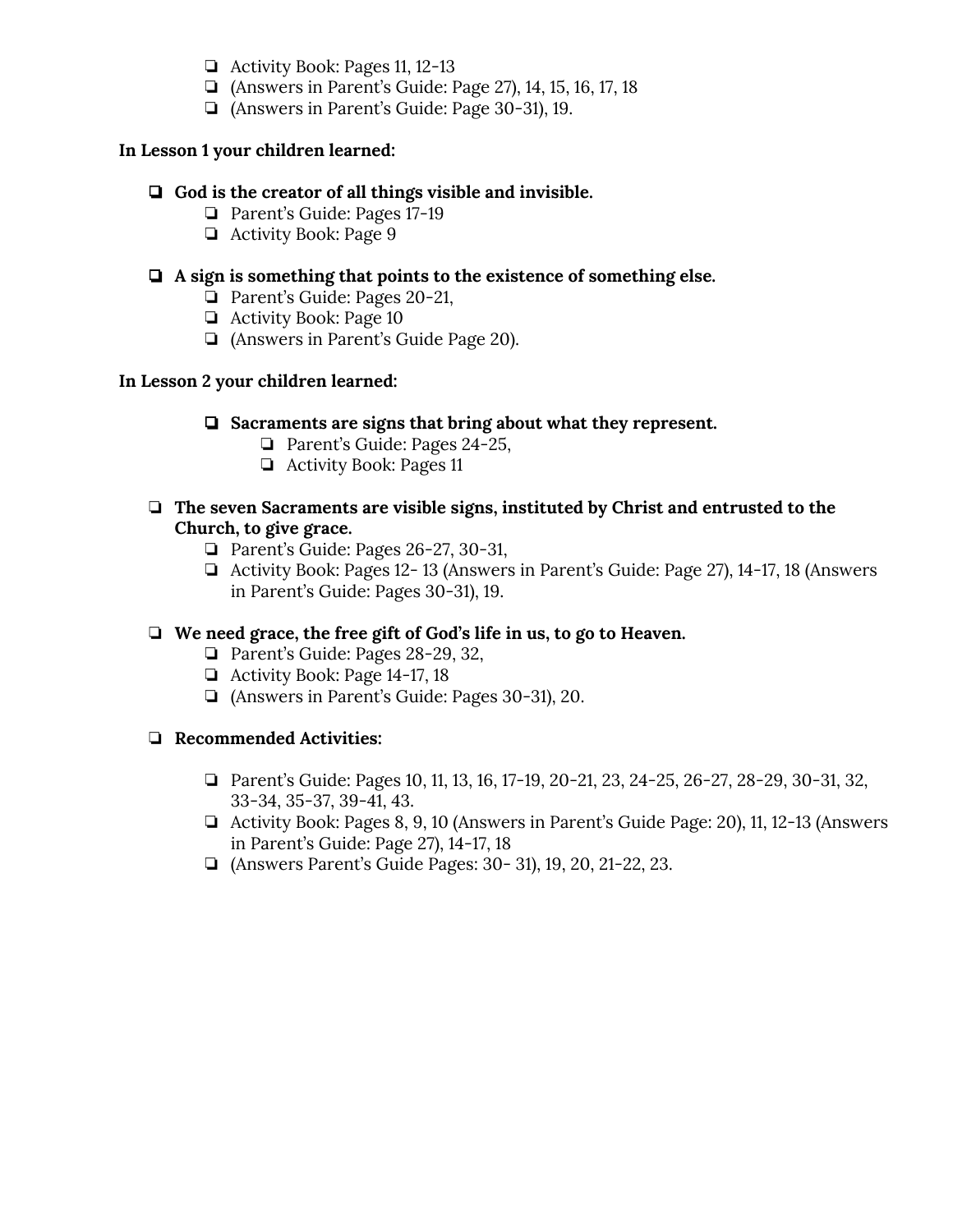- ❏ Activity Book: Pages 11, 12-13
- ❏ (Answers in Parent's Guide: Page 27), 14, 15, 16, 17, 18
- ❏ (Answers in Parent's Guide: Page 30-31), 19.

**In Lesson 1 your children learned:**

- ❏ **God is the creator of all things visible and invisible.**
  - ❏ Parent's Guide: Pages 17-19
  - ❏ Activity Book: Page 9
- ❏ **A sign is something that points to the existence of something else.**
  - ❏ Parent's Guide: Pages 20-21,
  - ❏ Activity Book: Page 10
  - ❏ (Answers in Parent's Guide Page 20).

**In Lesson 2 your children learned:**

- ❏ **Sacraments are signs that bring about what they represent.**
  - ❏ Parent's Guide: Pages 24-25,
  - ❏ Activity Book: Pages 11
- ❏ **The seven Sacraments are visible signs, instituted by Christ and entrusted to the Church, to give grace.**
  - ❏ Parent's Guide: Pages 26-27, 30-31,
  - ❏ Activity Book: Pages 12- 13 (Answers in Parent's Guide: Page 27), 14-17, 18 (Answers in Parent's Guide: Pages 30-31), 19.
- ❏ **We need grace, the free gift of God's life in us, to go to Heaven.**
  - ❏ Parent's Guide: Pages 28-29, 32,
  - ❏ Activity Book: Page 14-17, 18
  - ❏ (Answers in Parent's Guide: Pages 30-31), 20.
- ❏ **Recommended Activities:**
  - ❏ Parent's Guide: Pages 10, 11, 13, 16, 17-19, 20-21, 23, 24-25, 26-27, 28-29, 30-31, 32, 33-34, 35-37, 39-41, 43.
  - ❏ Activity Book: Pages 8, 9, 10 (Answers in Parent's Guide Page: 20), 11, 12-13 (Answers in Parent's Guide: Page 27), 14-17, 18
  - ❏ (Answers Parent's Guide Pages: 30- 31), 19, 20, 21-22, 23.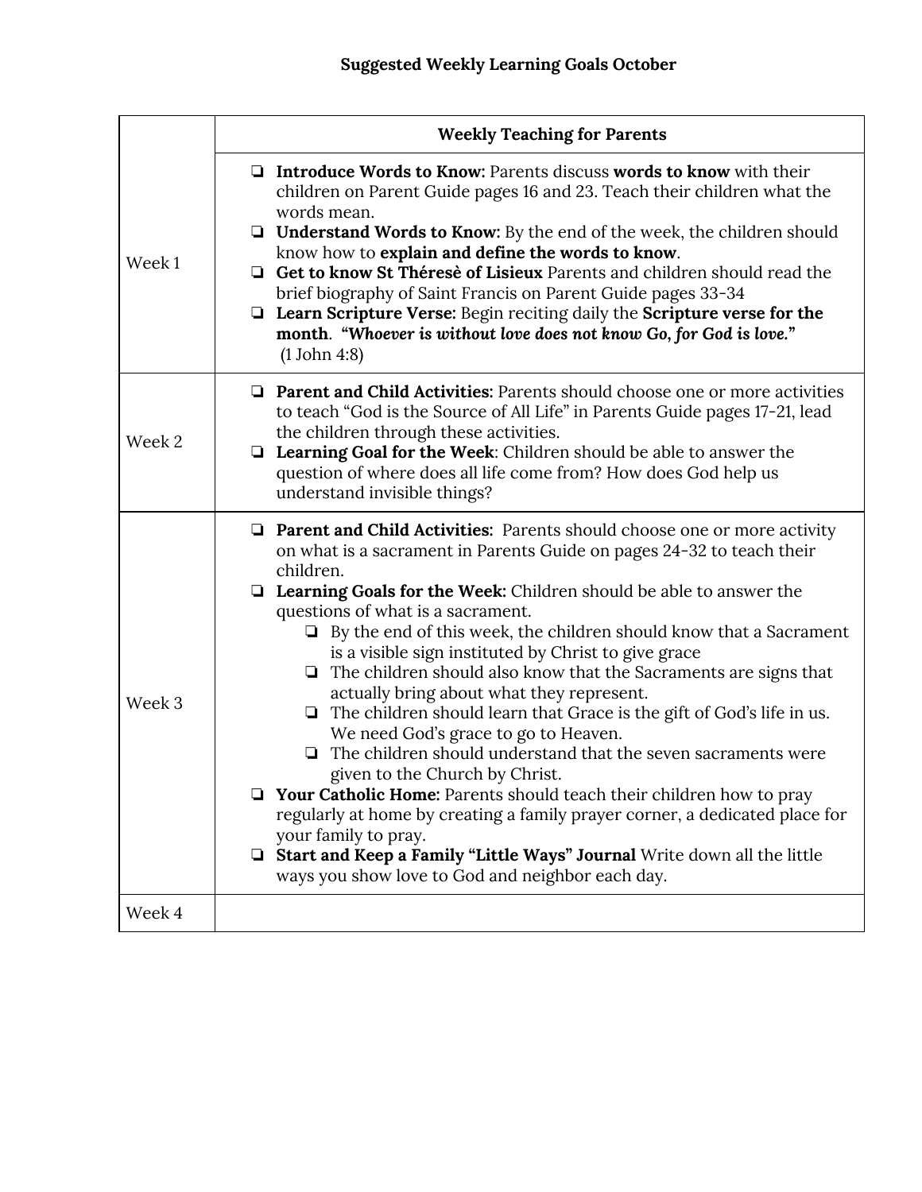## Suggested Weekly Learning Goals October

| | Weekly Teaching for Parents |
|---|---|
| Week 1 | ❏ **Introduce Words to Know:** Parents discuss **words to know** with their children on Parent Guide pages 16 and 23. Teach their children what the words mean.<br>❏ **Understand Words to Know:** By the end of the week, the children should know how to **explain and define the words to know**.<br>❏ **Get to know St Théresè of Lisieux** Parents and children should read the brief biography of Saint Francis on Parent Guide pages 33-34<br>❏ **Learn Scripture Verse:** Begin reciting daily the **Scripture verse for the month**. ***"Whoever is without love does not know Go, for God is love."*** (1 John 4:8) |
| Week 2 | ❏ **Parent and Child Activities:** Parents should choose one or more activities to teach "God is the Source of All Life" in Parents Guide pages 17-21, lead the children through these activities.<br>❏ **Learning Goal for the Week**: Children should be able to answer the question of where does all life come from? How does God help us understand invisible things? |
| Week 3 | ❏ **Parent and Child Activities:** Parents should choose one or more activity on what is a sacrament in Parents Guide on pages 24-32 to teach their children.<br>❏ **Learning Goals for the Week:** Children should be able to answer the questions of what is a sacrament.<br>&nbsp;&nbsp;&nbsp;&nbsp;❏ By the end of this week, the children should know that a Sacrament is a visible sign instituted by Christ to give grace<br>&nbsp;&nbsp;&nbsp;&nbsp;❏ The children should also know that the Sacraments are signs that actually bring about what they represent.<br>&nbsp;&nbsp;&nbsp;&nbsp;❏ The children should learn that Grace is the gift of God's life in us. We need God's grace to go to Heaven.<br>&nbsp;&nbsp;&nbsp;&nbsp;❏ The children should understand that the seven sacraments were given to the Church by Christ.<br>❏ **Your Catholic Home:** Parents should teach their children how to pray regularly at home by creating a family prayer corner, a dedicated place for your family to pray.<br>❏ **Start and Keep a Family "Little Ways" Journal** Write down all the little ways you show love to God and neighbor each day. |
| Week 4 | |